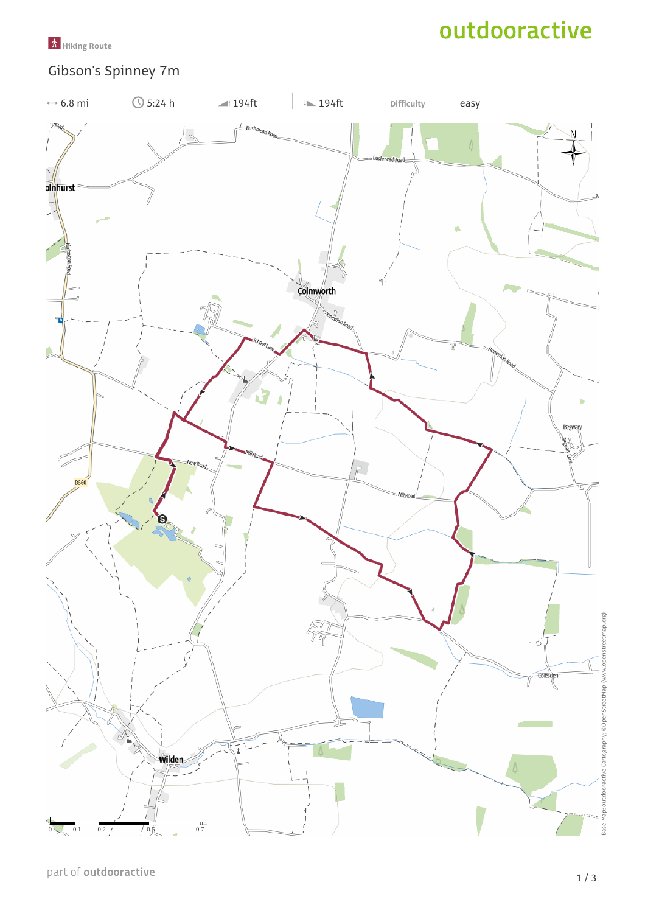Hiking Route

# Gibson's Spinney 7m

| ⟷ 6.8 mi | 5:24 h | 194ft | 194ft | Difficulty | easy |
|---|---|---|---|---|---|

part of outdooractive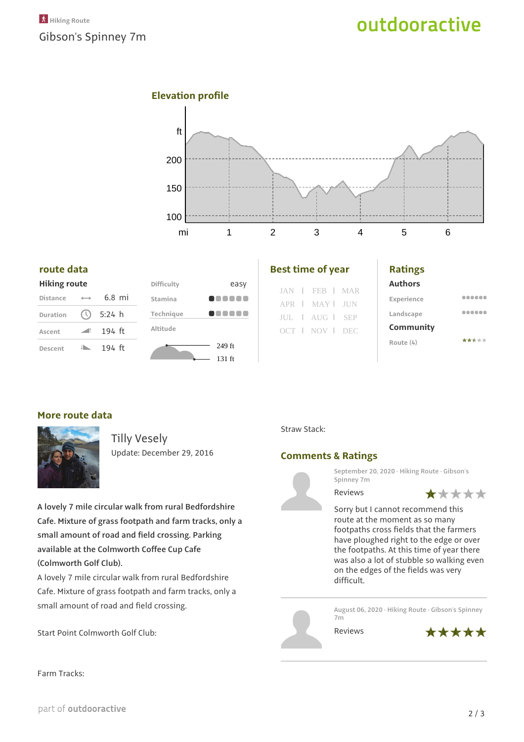Hiking Route

Gibson's Spinney 7m

## Elevation profile

## route data

**Hiking route**

| | |
|---|---|
| Distance | 6.8 mi |
| Duration | 5:24 h |
| Ascent | 194 ft |
| Descent | 194 ft |

| | |
|---|---|
| Difficulty | easy |
| Stamina | |
| Technique | |
| Altitude | 249 ft / 131 ft |

## Best time of year

JAN | FEB | MAR
APR | MAY | JUN
JUL | AUG | SEP
OCT | NOV | DEC

## Ratings

**Authors**

Experience

Landscape

**Community**

Route (4)

## More route data

Tilly Vesely

Update: December 29, 2016

**A lovely 7 mile circular walk from rural Bedfordshire Cafe. Mixture of grass footpath and farm tracks, only a small amount of road and field crossing. Parking available at the Colmworth Coffee Cup Cafe (Colmworth Golf Club).**

A lovely 7 mile circular walk from rural Bedfordshire Cafe. Mixture of grass footpath and farm tracks, only a small amount of road and field crossing.

Start Point Colmworth Golf Club:

Farm Tracks:

Straw Stack:

## Comments & Ratings

September 20, 2020 · Hiking Route · Gibson's Spinney 7m

Reviews ★☆☆☆☆

Sorry but I cannot recommend this route at the moment as so many footpaths cross fields that the farmers have ploughed right to the edge or over the footpaths. At this time of year there was also a lot of stubble so walking even on the edges of the fields was very difficult.

August 06, 2020 · Hiking Route · Gibson's Spinney 7m

Reviews ★★★★★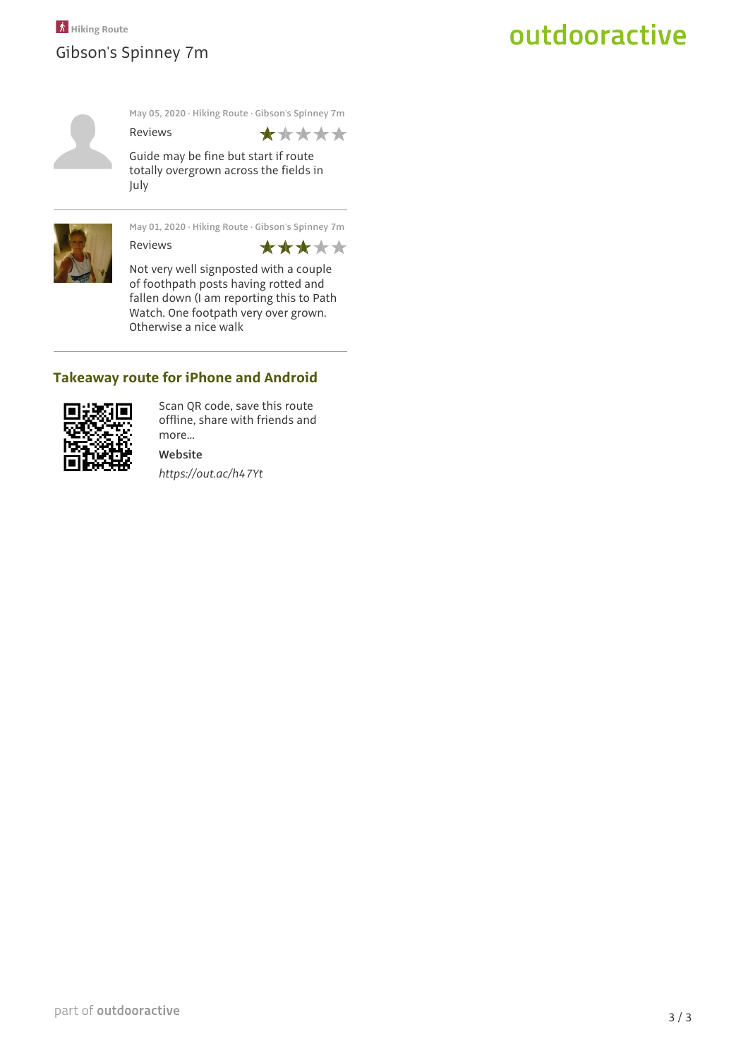May 05, 2020 · Hiking Route · Gibson's Spinney 7m

Reviews

★☆☆☆☆

Guide may be fine but start if route totally overgrown across the fields in July

---

May 01, 2020 · Hiking Route · Gibson's Spinney 7m

Reviews

★★★☆☆

Not very well signposted with a couple of foothpath posts having rotted and fallen down (I am reporting this to Path Watch. One footpath very over grown. Otherwise a nice walk

---

## Takeaway route for iPhone and Android

Scan QR code, save this route offline, share with friends and more...

**Website**

*https://out.ac/h47Yt*